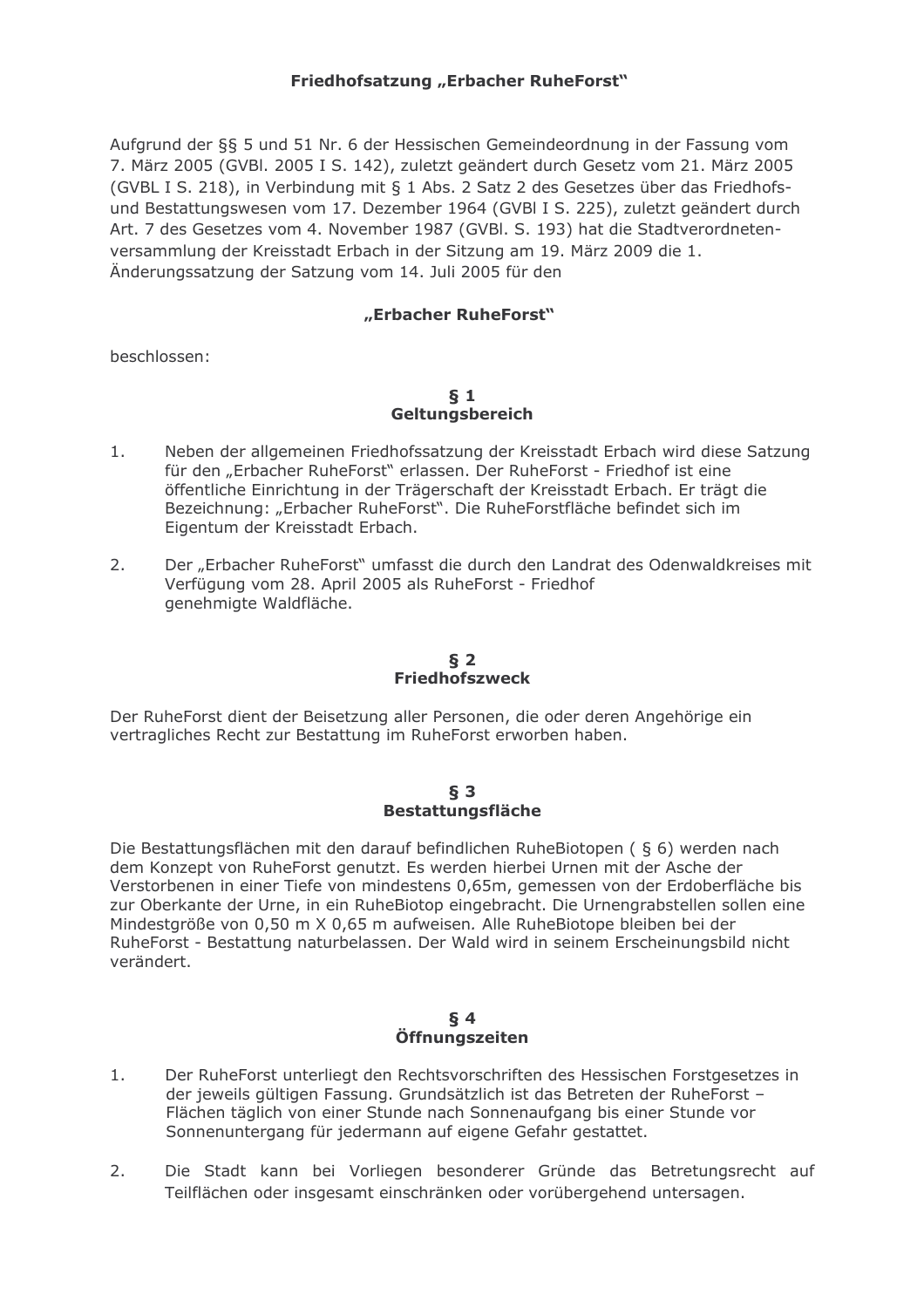# Friedhofsatzung „Erbacher RuheForst"

Aufgrund der §§ 5 und 51 Nr. 6 der Hessischen Gemeindeordnung in der Fassung vom 7. März 2005 (GVBl. 2005 I S. 142), zuletzt geändert durch Gesetz vom 21. März 2005 (GVBL I S. 218), in Verbindung mit § 1 Abs. 2 Satz 2 des Gesetzes über das Friedhofs- und Bestattungswesen vom 17. Dezember 1964 (GVBl I S. 225), zuletzt geändert durch Art. 7 des Gesetzes vom 4. November 1987 (GVBl. S. 193) hat die Stadtverordneten-versammlung der Kreisstadt Erbach in der Sitzung am 19. März 2009 die 1. Änderungssatzung der Satzung vom 14. Juli 2005 für den

**„Erbacher RuheForst"**

beschlossen:

## § 1
## Geltungsbereich

1. Neben der allgemeinen Friedhofssatzung der Kreisstadt Erbach wird diese Satzung für den „Erbacher RuheForst" erlassen. Der RuheForst - Friedhof ist eine öffentliche Einrichtung in der Trägerschaft der Kreisstadt Erbach. Er trägt die Bezeichnung: „Erbacher RuheForst". Die RuheForstfläche befindet sich im Eigentum der Kreisstadt Erbach.

2. Der „Erbacher RuheForst" umfasst die durch den Landrat des Odenwaldkreises mit Verfügung vom 28. April 2005 als RuheForst - Friedhof genehmigte Waldfläche.

## § 2
## Friedhofszweck

Der RuheForst dient der Beisetzung aller Personen, die oder deren Angehörige ein vertragliches Recht zur Bestattung im RuheForst erworben haben.

## § 3
## Bestattungsfläche

Die Bestattungsflächen mit den darauf befindlichen RuheBiotopen ( § 6) werden nach dem Konzept von RuheForst genutzt. Es werden hierbei Urnen mit der Asche der Verstorbenen in einer Tiefe von mindestens 0,65m, gemessen von der Erdoberfläche bis zur Oberkante der Urne, in ein RuheBiotop eingebracht. Die Urnengrabstellen sollen eine Mindestgröße von 0,50 m X 0,65 m aufweisen. Alle RuheBiotope bleiben bei der RuheForst - Bestattung naturbelassen. Der Wald wird in seinem Erscheinungsbild nicht verändert.

## § 4
## Öffnungszeiten

1. Der RuheForst unterliegt den Rechtsvorschriften des Hessischen Forstgesetzes in der jeweils gültigen Fassung. Grundsätzlich ist das Betreten der RuheForst – Flächen täglich von einer Stunde nach Sonnenaufgang bis einer Stunde vor Sonnenuntergang für jedermann auf eigene Gefahr gestattet.

2. Die Stadt kann bei Vorliegen besonderer Gründe das Betretungsrecht auf Teilflächen oder insgesamt einschränken oder vorübergehend untersagen.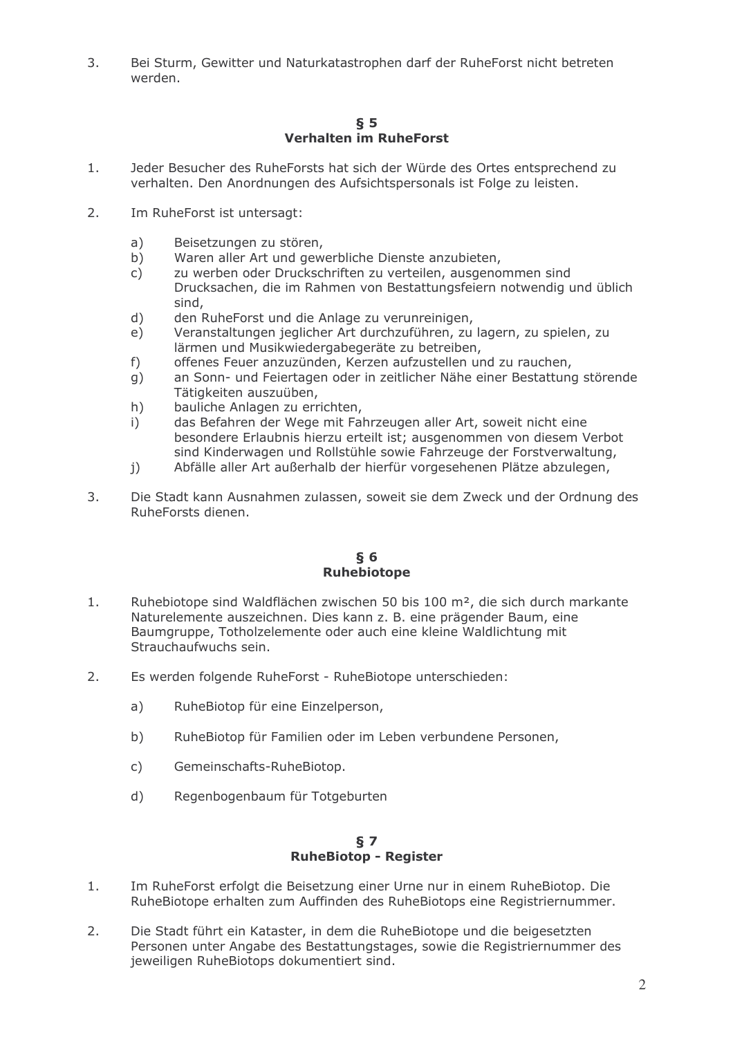3. Bei Sturm, Gewitter und Naturkatastrophen darf der RuheForst nicht betreten werden.

## § 5
## Verhalten im RuheForst

1. Jeder Besucher des RuheForsts hat sich der Würde des Ortes entsprechend zu verhalten. Den Anordnungen des Aufsichtspersonals ist Folge zu leisten.

2. Im RuheForst ist untersagt:

   a) Beisetzungen zu stören,
   b) Waren aller Art und gewerbliche Dienste anzubieten,
   c) zu werben oder Druckschriften zu verteilen, ausgenommen sind Drucksachen, die im Rahmen von Bestattungsfeiern notwendig und üblich sind,
   d) den RuheForst und die Anlage zu verunreinigen,
   e) Veranstaltungen jeglicher Art durchzuführen, zu lagern, zu spielen, zu lärmen und Musikwiedergabegeräte zu betreiben,
   f) offenes Feuer anzuzünden, Kerzen aufzustellen und zu rauchen,
   g) an Sonn- und Feiertagen oder in zeitlicher Nähe einer Bestattung störende Tätigkeiten auszuüben,
   h) bauliche Anlagen zu errichten,
   i) das Befahren der Wege mit Fahrzeugen aller Art, soweit nicht eine besondere Erlaubnis hierzu erteilt ist; ausgenommen von diesem Verbot sind Kinderwagen und Rollstühle sowie Fahrzeuge der Forstverwaltung,
   j) Abfälle aller Art außerhalb der hierfür vorgesehenen Plätze abzulegen,

3. Die Stadt kann Ausnahmen zulassen, soweit sie dem Zweck und der Ordnung des RuheForsts dienen.

## § 6
## Ruhebiotope

1. Ruhebiotope sind Waldflächen zwischen 50 bis 100 m², die sich durch markante Naturelemente auszeichnen. Dies kann z. B. eine prägender Baum, eine Baumgruppe, Totholzelemente oder auch eine kleine Waldlichtung mit Strauchaufwuchs sein.

2. Es werden folgende RuheForst - RuheBiotope unterschieden:

   a) RuheBiotop für eine Einzelperson,

   b) RuheBiotop für Familien oder im Leben verbundene Personen,

   c) Gemeinschafts-RuheBiotop.

   d) Regenbogenbaum für Totgeburten

## § 7
## RuheBiotop - Register

1. Im RuheForst erfolgt die Beisetzung einer Urne nur in einem RuheBiotop. Die RuheBiotope erhalten zum Auffinden des RuheBiotops eine Registriernummer.

2. Die Stadt führt ein Kataster, in dem die RuheBiotope und die beigesetzten Personen unter Angabe des Bestattungstages, sowie die Registriernummer des jeweiligen RuheBiotops dokumentiert sind.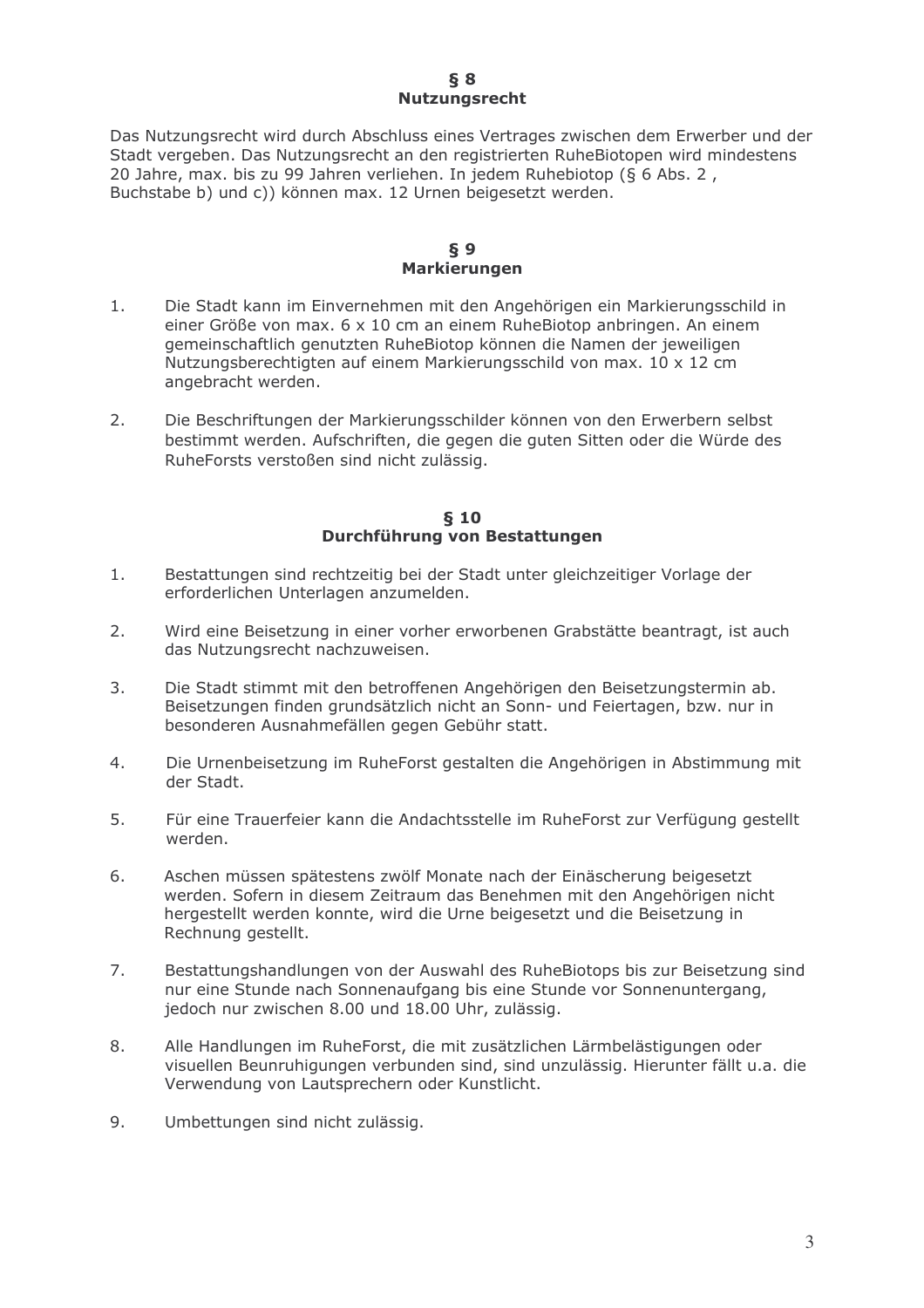## § 8
## Nutzungsrecht

Das Nutzungsrecht wird durch Abschluss eines Vertrages zwischen dem Erwerber und der Stadt vergeben. Das Nutzungsrecht an den registrierten RuheBiotopen wird mindestens 20 Jahre, max. bis zu 99 Jahren verliehen. In jedem Ruhebiotop (§ 6 Abs. 2 , Buchstabe b) und c)) können max. 12 Urnen beigesetzt werden.

## § 9
## Markierungen

1. Die Stadt kann im Einvernehmen mit den Angehörigen ein Markierungsschild in einer Größe von max. 6 x 10 cm an einem RuheBiotop anbringen. An einem gemeinschaftlich genutzten RuheBiotop können die Namen der jeweiligen Nutzungsberechtigten auf einem Markierungsschild von max. 10 x 12 cm angebracht werden.

2. Die Beschriftungen der Markierungsschilder können von den Erwerbern selbst bestimmt werden. Aufschriften, die gegen die guten Sitten oder die Würde des RuheForsts verstoßen sind nicht zulässig.

## § 10
## Durchführung von Bestattungen

1. Bestattungen sind rechtzeitig bei der Stadt unter gleichzeitiger Vorlage der erforderlichen Unterlagen anzumelden.

2. Wird eine Beisetzung in einer vorher erworbenen Grabstätte beantragt, ist auch das Nutzungsrecht nachzuweisen.

3. Die Stadt stimmt mit den betroffenen Angehörigen den Beisetzungstermin ab. Beisetzungen finden grundsätzlich nicht an Sonn- und Feiertagen, bzw. nur in besonderen Ausnahmefällen gegen Gebühr statt.

4. Die Urnenbeisetzung im RuheForst gestalten die Angehörigen in Abstimmung mit der Stadt.

5. Für eine Trauerfeier kann die Andachtsstelle im RuheForst zur Verfügung gestellt werden.

6. Aschen müssen spätestens zwölf Monate nach der Einäscherung beigesetzt werden. Sofern in diesem Zeitraum das Benehmen mit den Angehörigen nicht hergestellt werden konnte, wird die Urne beigesetzt und die Beisetzung in Rechnung gestellt.

7. Bestattungshandlungen von der Auswahl des RuheBiotops bis zur Beisetzung sind nur eine Stunde nach Sonnenaufgang bis eine Stunde vor Sonnenuntergang, jedoch nur zwischen 8.00 und 18.00 Uhr, zulässig.

8. Alle Handlungen im RuheForst, die mit zusätzlichen Lärmbelästigungen oder visuellen Beunruhigungen verbunden sind, sind unzulässig. Hierunter fällt u.a. die Verwendung von Lautsprechern oder Kunstlicht.

9. Umbettungen sind nicht zulässig.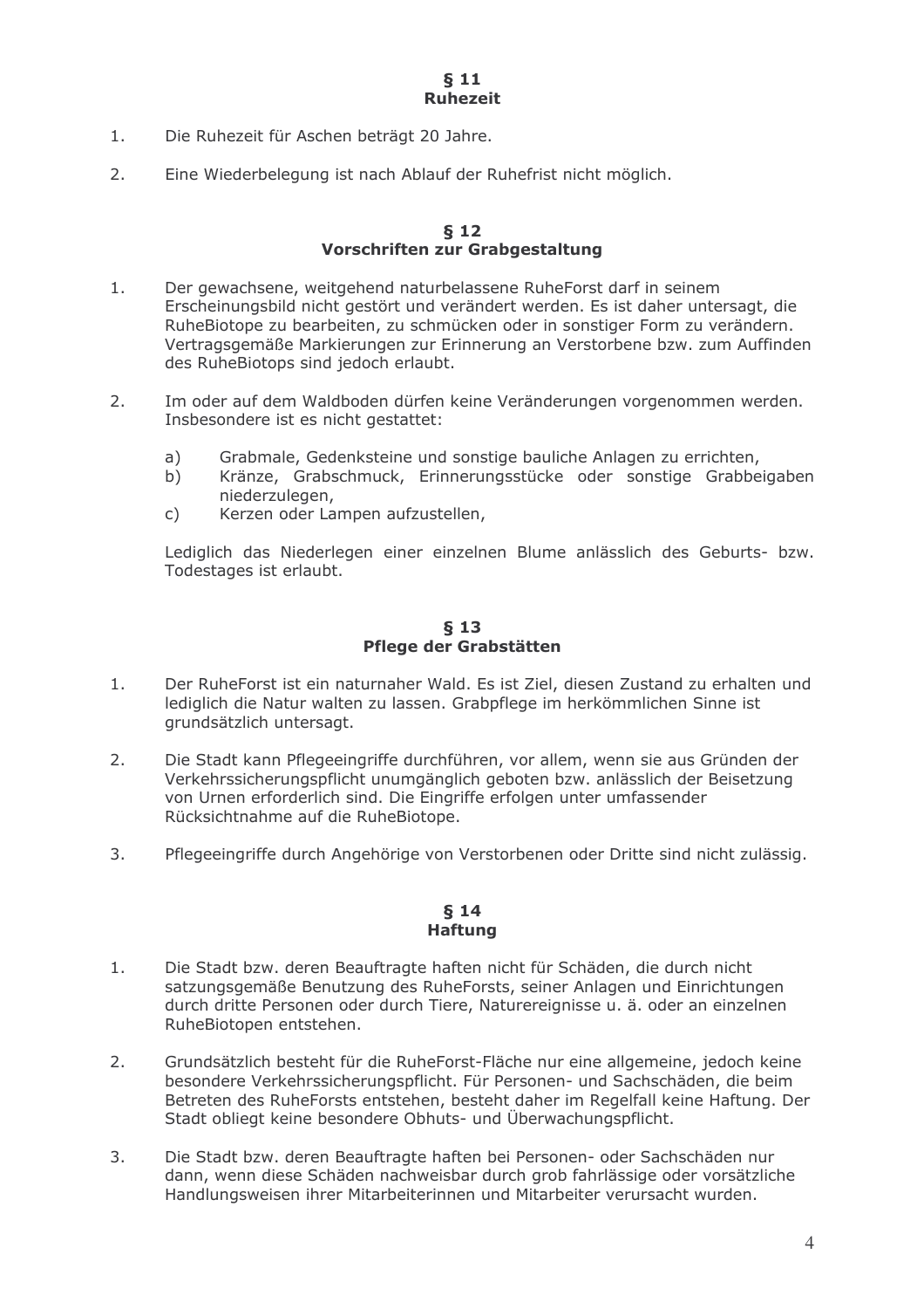## § 11
## Ruhezeit

1. Die Ruhezeit für Aschen beträgt 20 Jahre.

2. Eine Wiederbelegung ist nach Ablauf der Ruhefrist nicht möglich.

## § 12
## Vorschriften zur Grabgestaltung

1. Der gewachsene, weitgehend naturbelassene RuheForst darf in seinem Erscheinungsbild nicht gestört und verändert werden. Es ist daher untersagt, die RuheBiotope zu bearbeiten, zu schmücken oder in sonstiger Form zu verändern. Vertragsgemäße Markierungen zur Erinnerung an Verstorbene bzw. zum Auffinden des RuheBiotops sind jedoch erlaubt.

2. Im oder auf dem Waldboden dürfen keine Veränderungen vorgenommen werden. Insbesondere ist es nicht gestattet:

   a) Grabmale, Gedenksteine und sonstige bauliche Anlagen zu errichten,
   b) Kränze, Grabschmuck, Erinnerungsstücke oder sonstige Grabbeigaben niederzulegen,
   c) Kerzen oder Lampen aufzustellen,

   Lediglich das Niederlegen einer einzelnen Blume anlässlich des Geburts- bzw. Todestages ist erlaubt.

## § 13
## Pflege der Grabstätten

1. Der RuheForst ist ein naturnaher Wald. Es ist Ziel, diesen Zustand zu erhalten und lediglich die Natur walten zu lassen. Grabpflege im herkömmlichen Sinne ist grundsätzlich untersagt.

2. Die Stadt kann Pflegeeingriffe durchführen, vor allem, wenn sie aus Gründen der Verkehrssicherungspflicht unumgänglich geboten bzw. anlässlich der Beisetzung von Urnen erforderlich sind. Die Eingriffe erfolgen unter umfassender Rücksichtnahme auf die RuheBiotope.

3. Pflegeeingriffe durch Angehörige von Verstorbenen oder Dritte sind nicht zulässig.

## § 14
## Haftung

1. Die Stadt bzw. deren Beauftragte haften nicht für Schäden, die durch nicht satzungsgemäße Benutzung des RuheForsts, seiner Anlagen und Einrichtungen durch dritte Personen oder durch Tiere, Naturereignisse u. ä. oder an einzelnen RuheBiotopen entstehen.

2. Grundsätzlich besteht für die RuheForst-Fläche nur eine allgemeine, jedoch keine besondere Verkehrssicherungspflicht. Für Personen- und Sachschäden, die beim Betreten des RuheForsts entstehen, besteht daher im Regelfall keine Haftung. Der Stadt obliegt keine besondere Obhuts- und Überwachungspflicht.

3. Die Stadt bzw. deren Beauftragte haften bei Personen- oder Sachschäden nur dann, wenn diese Schäden nachweisbar durch grob fahrlässige oder vorsätzliche Handlungsweisen ihrer Mitarbeiterinnen und Mitarbeiter verursacht wurden.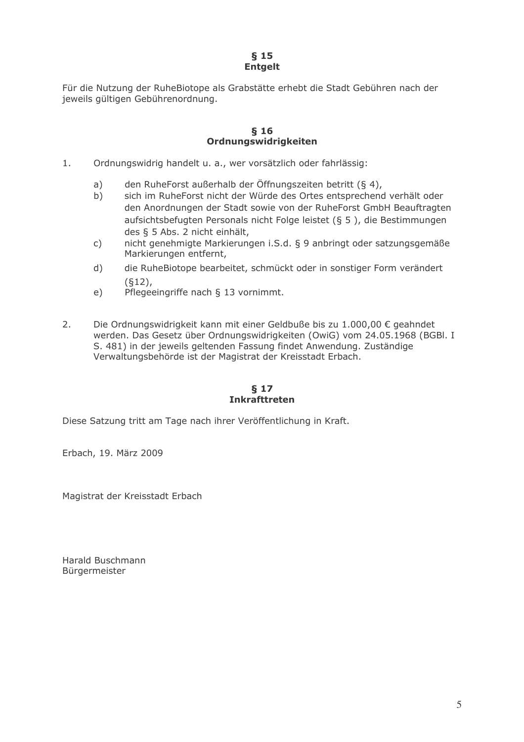## § 15
## Entgelt

Für die Nutzung der RuheBiotope als Grabstätte erhebt die Stadt Gebühren nach der jeweils gültigen Gebührenordnung.

## § 16
## Ordnungswidrigkeiten

1. Ordnungswidrig handelt u. a., wer vorsätzlich oder fahrlässig:

   a) den RuheForst außerhalb der Öffnungszeiten betritt (§ 4),
   b) sich im RuheForst nicht der Würde des Ortes entsprechend verhält oder den Anordnungen der Stadt sowie von der RuheForst GmbH Beauftragten aufsichtsbefugten Personals nicht Folge leistet (§ 5 ), die Bestimmungen des § 5 Abs. 2 nicht einhält,
   c) nicht genehmigte Markierungen i.S.d. § 9 anbringt oder satzungsgemäße Markierungen entfernt,
   d) die RuheBiotope bearbeitet, schmückt oder in sonstiger Form verändert (§12),
   e) Pflegeeingriffe nach § 13 vornimmt.

2. Die Ordnungswidrigkeit kann mit einer Geldbuße bis zu 1.000,00 € geahndet werden. Das Gesetz über Ordnungswidrigkeiten (OwiG) vom 24.05.1968 (BGBl. I S. 481) in der jeweils geltenden Fassung findet Anwendung. Zuständige Verwaltungsbehörde ist der Magistrat der Kreisstadt Erbach.

## § 17
## Inkrafttreten

Diese Satzung tritt am Tage nach ihrer Veröffentlichung in Kraft.

Erbach, 19. März 2009

Magistrat der Kreisstadt Erbach

Harald Buschmann
Bürgermeister